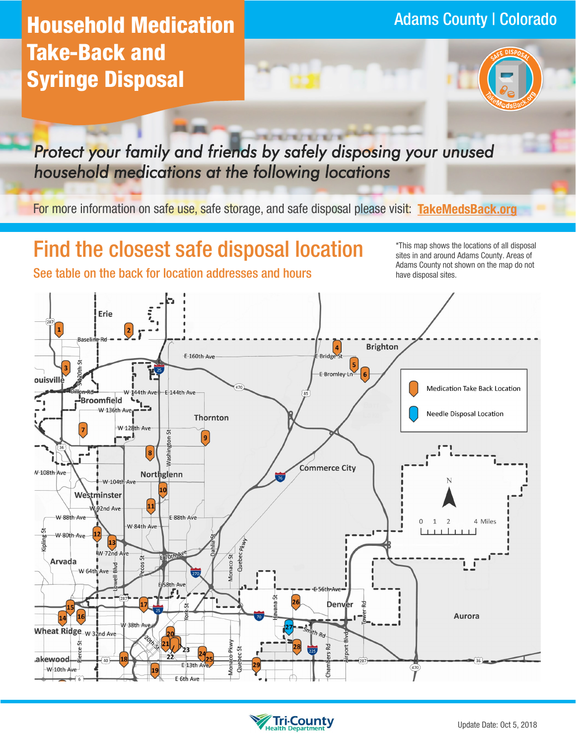Adams County | Colorado

# Household Medication Take-Back and Syringe Disposal

SAFE DISPOSAL TakeMedsBack.org

*Protect your family and friends by safely disposing your unused household medications at the following locations*

For more information on safe use, safe storage, and safe disposal please visit: **TakeMedsBack.org**

## Find the closest safe disposal location

### See table on the back for location addresses and hours

*This map shows the locations of all disposal sites in and around Adams County. Areas of Adams County not shown on the map do not have disposal sites.

Medication Take Back Location

Needle Disposal Location

Tri-County Health Department

Update Date: Oct 5, 2018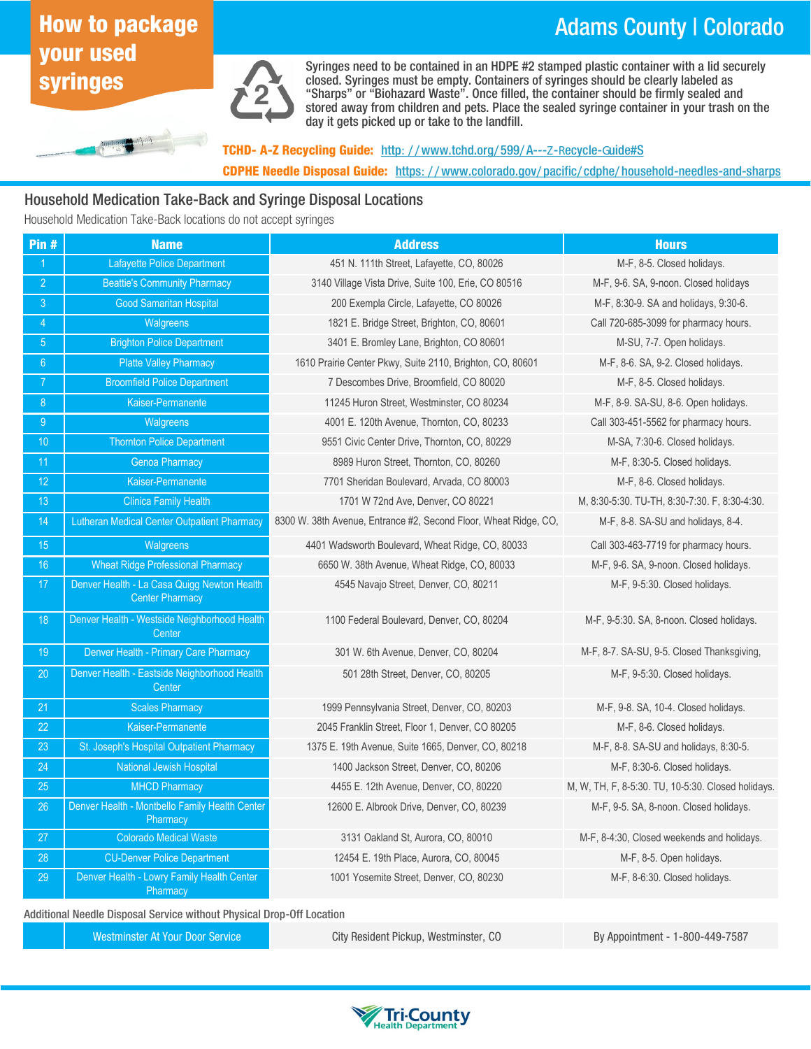# How to package your used syringes

## Adams County | Colorado

Syringes need to be contained in an HDPE #2 stamped plastic container with a lid securely closed. Syringes must be empty. Containers of syringes should be clearly labeled as "Sharps" or "Biohazard Waste". Once filled, the container should be firmly sealed and stored away from children and pets. Place the sealed syringe container in your trash on the day it gets picked up or take to the landfill.

**TCHD- A-Z Recycling Guide:** http://www.tchd.org/599/A---Z-Recycle-Guide#S

**CDPHE Needle Disposal Guide:** https://www.colorado.gov/pacific/cdphe/household-needles-and-sharps

## Household Medication Take-Back and Syringe Disposal Locations

Household Medication Take-Back locations do not accept syringes

| Pin # | Name | Address | Hours |
|---|---|---|---|
| 1 | Lafayette Police Department | 451 N. 111th Street, Lafayette, CO, 80026 | M-F, 8-5. Closed holidays. |
| 2 | Beattie's Community Pharmacy | 3140 Village Vista Drive, Suite 100, Erie, CO 80516 | M-F, 9-6. SA, 9-noon. Closed holidays |
| 3 | Good Samaritan Hospital | 200 Exempla Circle, Lafayette, CO 80026 | M-F, 8:30-9. SA and holidays, 9:30-6. |
| 4 | Walgreens | 1821 E. Bridge Street, Brighton, CO, 80601 | Call 720-685-3099 for pharmacy hours. |
| 5 | Brighton Police Department | 3401 E. Bromley Lane, Brighton, CO 80601 | M-SU, 7-7. Open holidays. |
| 6 | Platte Valley Pharmacy | 1610 Prairie Center Pkwy, Suite 2110, Brighton, CO, 80601 | M-F, 8-6. SA, 9-2. Closed holidays. |
| 7 | Broomfield Police Department | 7 Descombes Drive, Broomfield, CO 80020 | M-F, 8-5. Closed holidays. |
| 8 | Kaiser-Permanente | 11245 Huron Street, Westminster, CO 80234 | M-F, 8-9. SA-SU, 8-6. Open holidays. |
| 9 | Walgreens | 4001 E. 120th Avenue, Thornton, CO, 80233 | Call 303-451-5562 for pharmacy hours. |
| 10 | Thornton Police Department | 9551 Civic Center Drive, Thornton, CO, 80229 | M-SA, 7:30-6. Closed holidays. |
| 11 | Genoa Pharmacy | 8989 Huron Street, Thornton, CO, 80260 | M-F, 8:30-5. Closed holidays. |
| 12 | Kaiser-Permanente | 7701 Sheridan Boulevard, Arvada, CO 80003 | M-F, 8-6. Closed holidays. |
| 13 | Clinica Family Health | 1701 W 72nd Ave, Denver, CO 80221 | M, 8:30-5:30. TU-TH, 8:30-7:30. F, 8:30-4:30. |
| 14 | Lutheran Medical Center Outpatient Pharmacy | 8300 W. 38th Avenue, Entrance #2, Second Floor, Wheat Ridge, CO, | M-F, 8-8. SA-SU and holidays, 8-4. |
| 15 | Walgreens | 4401 Wadsworth Boulevard, Wheat Ridge, CO, 80033 | Call 303-463-7719 for pharmacy hours. |
| 16 | Wheat Ridge Professional Pharmacy | 6650 W. 38th Avenue, Wheat Ridge, CO, 80033 | M-F, 9-6. SA, 9-noon. Closed holidays. |
| 17 | Denver Health - La Casa Quigg Newton Health Center Pharmacy | 4545 Navajo Street, Denver, CO, 80211 | M-F, 9-5:30. Closed holidays. |
| 18 | Denver Health - Westside Neighborhood Health Center | 1100 Federal Boulevard, Denver, CO, 80204 | M-F, 9-5:30. SA, 8-noon. Closed holidays. |
| 19 | Denver Health - Primary Care Pharmacy | 301 W. 6th Avenue, Denver, CO, 80204 | M-F, 8-7. SA-SU, 9-5. Closed Thanksgiving, |
| 20 | Denver Health - Eastside Neighborhood Health Center | 501 28th Street, Denver, CO, 80205 | M-F, 9-5:30. Closed holidays. |
| 21 | Scales Pharmacy | 1999 Pennsylvania Street, Denver, CO, 80203 | M-F, 9-8. SA, 10-4. Closed holidays. |
| 22 | Kaiser-Permanente | 2045 Franklin Street, Floor 1, Denver, CO 80205 | M-F, 8-6. Closed holidays. |
| 23 | St. Joseph's Hospital Outpatient Pharmacy | 1375 E. 19th Avenue, Suite 1665, Denver, CO, 80218 | M-F, 8-8. SA-SU and holidays, 8:30-5. |
| 24 | National Jewish Hospital | 1400 Jackson Street, Denver, CO, 80206 | M-F, 8:30-6. Closed holidays. |
| 25 | MHCD Pharmacy | 4455 E. 12th Avenue, Denver, CO, 80220 | M, W, TH, F, 8-5:30. TU, 10-5:30. Closed holidays. |
| 26 | Denver Health - Montbello Family Health Center Pharmacy | 12600 E. Albrook Drive, Denver, CO, 80239 | M-F, 9-5. SA, 8-noon. Closed holidays. |
| 27 | Colorado Medical Waste | 3131 Oakland St, Aurora, CO, 80010 | M-F, 8-4:30, Closed weekends and holidays. |
| 28 | CU-Denver Police Department | 12454 E. 19th Place, Aurora, CO, 80045 | M-F, 8-5. Open holidays. |
| 29 | Denver Health - Lowry Family Health Center Pharmacy | 1001 Yosemite Street, Denver, CO, 80230 | M-F, 8-6:30. Closed holidays. |

Additional Needle Disposal Service without Physical Drop-Off Location

| | | | |
|---|---|---|---|
| | Westminster At Your Door Service | City Resident Pickup, Westminster, CO | By Appointment - 1-800-449-7587 |

Tri-County Health Department